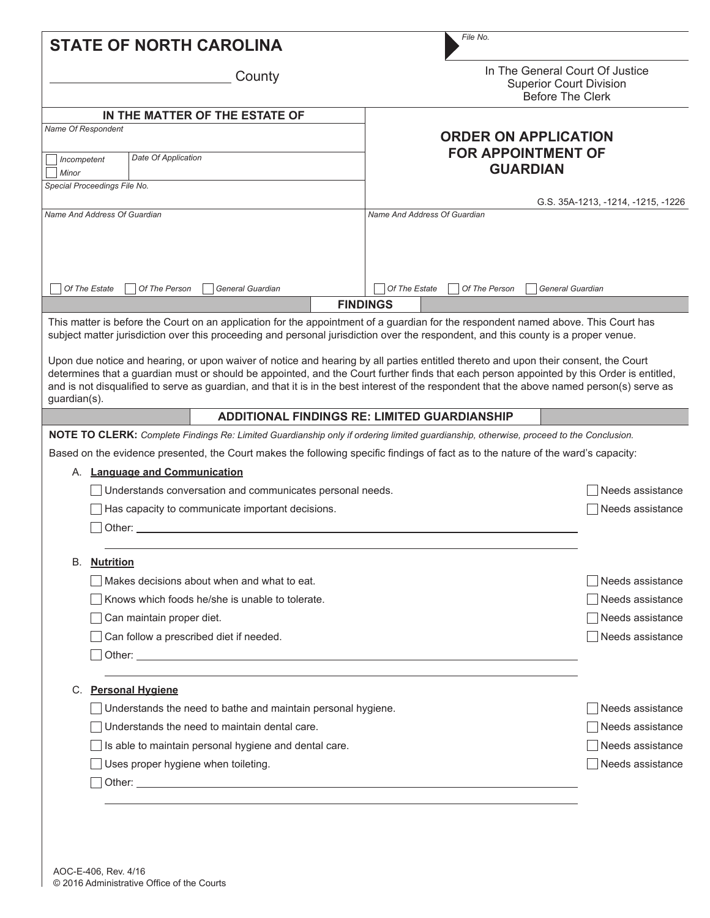**STATE OF NORTH CAROLINA**

_________________________ County

File No.

In The General Court Of Justice
Superior Court Division
Before The Clerk

**IN THE MATTER OF THE ESTATE OF**

Name Of Respondent

☐ Incompetent
☐ Minor

Date Of Application

Special Proceedings File No.

## ORDER ON APPLICATION FOR APPOINTMENT OF GUARDIAN

G.S. 35A-1213, -1214, -1215, -1226

| Name And Address Of Guardian | Name And Address Of Guardian |
|---|---|
| | |
| ☐ Of The Estate ☐ Of The Person ☐ General Guardian | ☐ Of The Estate ☐ Of The Person ☐ General Guardian |

### FINDINGS

This matter is before the Court on an application for the appointment of a guardian for the respondent named above. This Court has subject matter jurisdiction over this proceeding and personal jurisdiction over the respondent, and this county is a proper venue.

Upon due notice and hearing, or upon waiver of notice and hearing by all parties entitled thereto and upon their consent, the Court determines that a guardian must or should be appointed, and the Court further finds that each person appointed by this Order is entitled, and is not disqualified to serve as guardian, and that it is in the best interest of the respondent that the above named person(s) serve as guardian(s).

### ADDITIONAL FINDINGS RE: LIMITED GUARDIANSHIP

**NOTE TO CLERK:** *Complete Findings Re: Limited Guardianship only if ordering limited guardianship, otherwise, proceed to the Conclusion.*

Based on the evidence presented, the Court makes the following specific findings of fact as to the nature of the ward's capacity:

A. **Language and Communication**

☐ Understands conversation and communicates personal needs. ☐ Needs assistance

☐ Has capacity to communicate important decisions. ☐ Needs assistance

☐ Other: ____________________________________________

B. **Nutrition**

☐ Makes decisions about when and what to eat. ☐ Needs assistance

☐ Knows which foods he/she is unable to tolerate. ☐ Needs assistance

☐ Can maintain proper diet. ☐ Needs assistance

☐ Can follow a prescribed diet if needed. ☐ Needs assistance

☐ Other: ____________________________________________

C. **Personal Hygiene**

☐ Understands the need to bathe and maintain personal hygiene. ☐ Needs assistance

☐ Understands the need to maintain dental care. ☐ Needs assistance

☐ Is able to maintain personal hygiene and dental care. ☐ Needs assistance

☐ Uses proper hygiene when toileting. ☐ Needs assistance

☐ Other: ____________________________________________

AOC-E-406, Rev. 4/16
© 2016 Administrative Office of the Courts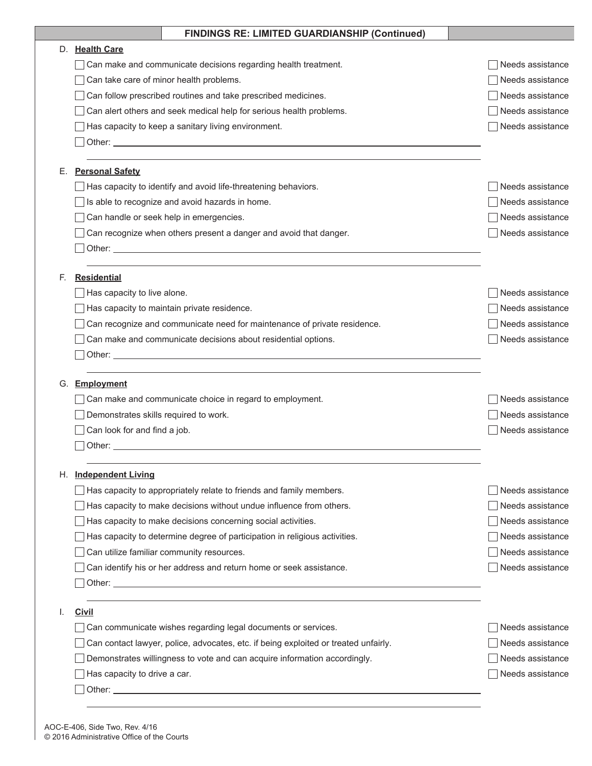## FINDINGS RE: LIMITED GUARDIANSHIP (Continued)

**D. Health Care**

- ☐ Can make and communicate decisions regarding health treatment. ☐ Needs assistance
- ☐ Can take care of minor health problems. ☐ Needs assistance
- ☐ Can follow prescribed routines and take prescribed medicines. ☐ Needs assistance
- ☐ Can alert others and seek medical help for serious health problems. ☐ Needs assistance
- ☐ Has capacity to keep a sanitary living environment. ☐ Needs assistance
- ☐ Other: ____________________________________________

**E. Personal Safety**

- ☐ Has capacity to identify and avoid life-threatening behaviors. ☐ Needs assistance
- ☐ Is able to recognize and avoid hazards in home. ☐ Needs assistance
- ☐ Can handle or seek help in emergencies. ☐ Needs assistance
- ☐ Can recognize when others present a danger and avoid that danger. ☐ Needs assistance
- ☐ Other: ____________________________________________

**F. Residential**

- ☐ Has capacity to live alone. ☐ Needs assistance
- ☐ Has capacity to maintain private residence. ☐ Needs assistance
- ☐ Can recognize and communicate need for maintenance of private residence. ☐ Needs assistance
- ☐ Can make and communicate decisions about residential options. ☐ Needs assistance
- ☐ Other: ____________________________________________

**G. Employment**

- ☐ Can make and communicate choice in regard to employment. ☐ Needs assistance
- ☐ Demonstrates skills required to work. ☐ Needs assistance
- ☐ Can look for and find a job. ☐ Needs assistance
- ☐ Other: ____________________________________________

**H. Independent Living**

- ☐ Has capacity to appropriately relate to friends and family members. ☐ Needs assistance
- ☐ Has capacity to make decisions without undue influence from others. ☐ Needs assistance
- ☐ Has capacity to make decisions concerning social activities. ☐ Needs assistance
- ☐ Has capacity to determine degree of participation in religious activities. ☐ Needs assistance
- ☐ Can utilize familiar community resources. ☐ Needs assistance
- ☐ Can identify his or her address and return home or seek assistance. ☐ Needs assistance
- ☐ Other: ____________________________________________

**I. Civil**

- ☐ Can communicate wishes regarding legal documents or services. ☐ Needs assistance
- ☐ Can contact lawyer, police, advocates, etc. if being exploited or treated unfairly. ☐ Needs assistance
- ☐ Demonstrates willingness to vote and can acquire information accordingly. ☐ Needs assistance
- ☐ Has capacity to drive a car. ☐ Needs assistance
- ☐ Other: ____________________________________________

AOC-E-406, Side Two, Rev. 4/16
© 2016 Administrative Office of the Courts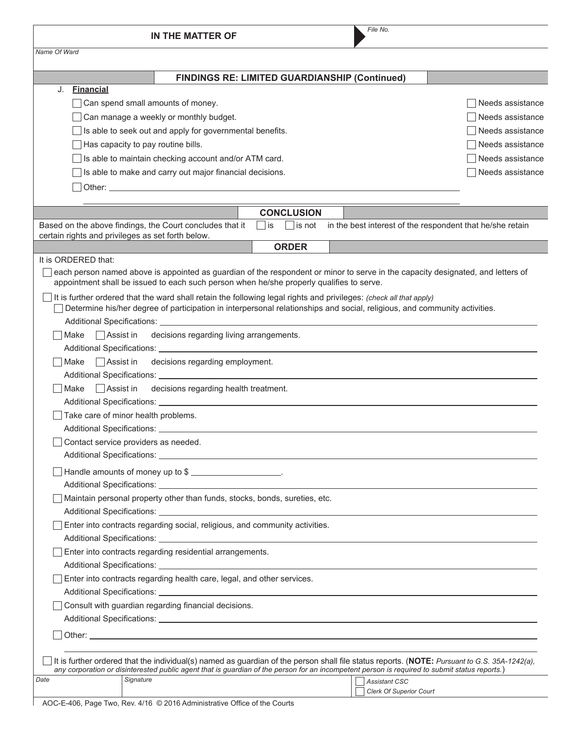**IN THE MATTER OF**

File No.

*Name Of Ward*

## FINDINGS RE: LIMITED GUARDIANSHIP (Continued)

J. **Financial**

| | |
|---|---|
| ☐ Can spend small amounts of money. | ☐ Needs assistance |
| ☐ Can manage a weekly or monthly budget. | ☐ Needs assistance |
| ☐ Is able to seek out and apply for governmental benefits. | ☐ Needs assistance |
| ☐ Has capacity to pay routine bills. | ☐ Needs assistance |
| ☐ Is able to maintain checking account and/or ATM card. | ☐ Needs assistance |
| ☐ Is able to make and carry out major financial decisions. | ☐ Needs assistance |
| ☐ Other: ______________________________ | |

## CONCLUSION

Based on the above findings, the Court concludes that it ☐ is ☐ is not in the best interest of the respondent that he/she retain certain rights and privileges as set forth below.

## ORDER

It is ORDERED that:

☐ each person named above is appointed as guardian of the respondent or minor to serve in the capacity designated, and letters of appointment shall be issued to each such person when he/she properly qualifies to serve.

☐ It is further ordered that the ward shall retain the following legal rights and privileges: *(check all that apply)*

- ☐ Determine his/her degree of participation in interpersonal relationships and social, religious, and community activities.
  Additional Specifications: ______________________________
- ☐ Make ☐ Assist in decisions regarding living arrangements.
  Additional Specifications: ______________________________
- ☐ Make ☐ Assist in decisions regarding employment.
  Additional Specifications: ______________________________
- ☐ Make ☐ Assist in decisions regarding health treatment.
  Additional Specifications: ______________________________
- ☐ Take care of minor health problems.
  Additional Specifications: ______________________________
- ☐ Contact service providers as needed.
  Additional Specifications: ______________________________
- ☐ Handle amounts of money up to $ ____________.
  Additional Specifications: ______________________________
- ☐ Maintain personal property other than funds, stocks, bonds, sureties, etc.
  Additional Specifications: ______________________________
- ☐ Enter into contracts regarding social, religious, and community activities.
  Additional Specifications: ______________________________
- ☐ Enter into contracts regarding residential arrangements.
  Additional Specifications: ______________________________
- ☐ Enter into contracts regarding health care, legal, and other services.
  Additional Specifications: ______________________________
- ☐ Consult with guardian regarding financial decisions.
  Additional Specifications: ______________________________
- ☐ Other: ______________________________

☐ It is further ordered that the individual(s) named as guardian of the person shall file status reports. (**NOTE:** *Pursuant to G.S. 35A-1242(a), any corporation or disinterested public agent that is guardian of the person for an incompetent person is required to submit status reports.*)

| Date | Signature | |
|---|---|---|
| | | ☐ *Assistant CSC* ☐ *Clerk Of Superior Court* |

AOC-E-406, Page Two, Rev. 4/16 © 2016 Administrative Office of the Courts